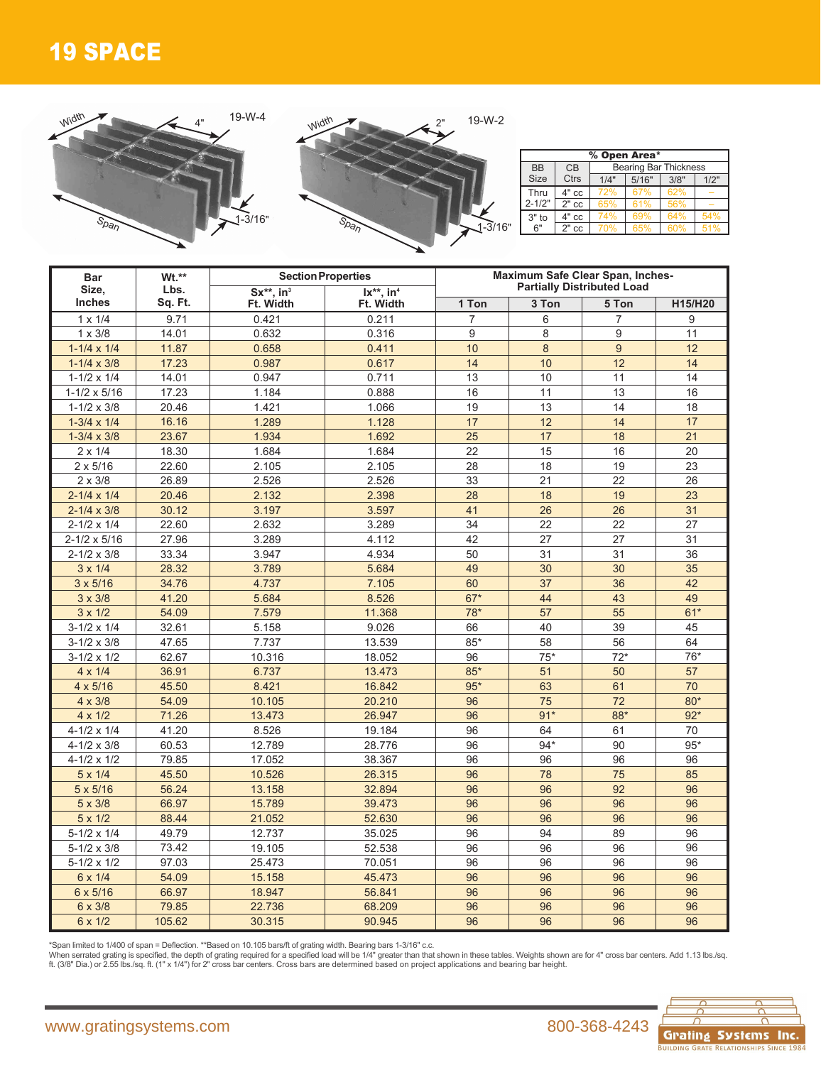# 19 SPACE

19-W-4 — Width, 4", Span, 1-3/16"

19-W-2 — Width, 2", Span, 1-3/16"

| % Open Area* | | | | | |
|---|---|---|---|---|---|
| BB Size | CB Ctrs | Bearing Bar Thickness | | | |
| | | 1/4" | 5/16" | 3/8" | 1/2" |
| Thru 2-1/2" | 4" cc | 72% | 67% | 62% | – |
| | 2" cc | 65% | 61% | 56% | – |
| 3" to 6" | 4" cc | 74% | 69% | 64% | 54% |
| | 2" cc | 70% | 65% | 60% | 51% |

| Bar Size, Inches | Wt.** Lbs. Sq. Ft. | Section Properties | | Maximum Safe Clear Span, Inches- Partially Distributed Load | | | |
|---|---|---|---|---|---|---|---|
| | | Sx**, in³ Ft. Width | Ix**, in⁴ Ft. Width | 1 Ton | 3 Ton | 5 Ton | H15/H20 |
| 1 x 1/4 | 9.71 | 0.421 | 0.211 | 7 | 6 | 7 | 9 |
| 1 x 3/8 | 14.01 | 0.632 | 0.316 | 9 | 8 | 9 | 11 |
| 1-1/4 x 1/4 | 11.87 | 0.658 | 0.411 | 10 | 8 | 9 | 12 |
| 1-1/4 x 3/8 | 17.23 | 0.987 | 0.617 | 14 | 10 | 12 | 14 |
| 1-1/2 x 1/4 | 14.01 | 0.947 | 0.711 | 13 | 10 | 11 | 14 |
| 1-1/2 x 5/16 | 17.23 | 1.184 | 0.888 | 16 | 11 | 13 | 16 |
| 1-1/2 x 3/8 | 20.46 | 1.421 | 1.066 | 19 | 13 | 14 | 18 |
| 1-3/4 x 1/4 | 16.16 | 1.289 | 1.128 | 17 | 12 | 14 | 17 |
| 1-3/4 x 3/8 | 23.67 | 1.934 | 1.692 | 25 | 17 | 18 | 21 |
| 2 x 1/4 | 18.30 | 1.684 | 1.684 | 22 | 15 | 16 | 20 |
| 2 x 5/16 | 22.60 | 2.105 | 2.105 | 28 | 18 | 19 | 23 |
| 2 x 3/8 | 26.89 | 2.526 | 2.526 | 33 | 21 | 22 | 26 |
| 2-1/4 x 1/4 | 20.46 | 2.132 | 2.398 | 28 | 18 | 19 | 23 |
| 2-1/4 x 3/8 | 30.12 | 3.197 | 3.597 | 41 | 26 | 26 | 31 |
| 2-1/2 x 1/4 | 22.60 | 2.632 | 3.289 | 34 | 22 | 22 | 27 |
| 2-1/2 x 5/16 | 27.96 | 3.289 | 4.112 | 42 | 27 | 27 | 31 |
| 2-1/2 x 3/8 | 33.34 | 3.947 | 4.934 | 50 | 31 | 31 | 36 |
| 3 x 1/4 | 28.32 | 3.789 | 5.684 | 49 | 30 | 30 | 35 |
| 3 x 5/16 | 34.76 | 4.737 | 7.105 | 60 | 37 | 36 | 42 |
| 3 x 3/8 | 41.20 | 5.684 | 8.526 | 67* | 44 | 43 | 49 |
| 3 x 1/2 | 54.09 | 7.579 | 11.368 | 78* | 57 | 55 | 61* |
| 3-1/2 x 1/4 | 32.61 | 5.158 | 9.026 | 66 | 40 | 39 | 45 |
| 3-1/2 x 3/8 | 47.65 | 7.737 | 13.539 | 85* | 58 | 56 | 64 |
| 3-1/2 x 1/2 | 62.67 | 10.316 | 18.052 | 96 | 75* | 72* | 76* |
| 4 x 1/4 | 36.91 | 6.737 | 13.473 | 85* | 51 | 50 | 57 |
| 4 x 5/16 | 45.50 | 8.421 | 16.842 | 95* | 63 | 61 | 70 |
| 4 x 3/8 | 54.09 | 10.105 | 20.210 | 96 | 75 | 72 | 80* |
| 4 x 1/2 | 71.26 | 13.473 | 26.947 | 96 | 91* | 88* | 92* |
| 4-1/2 x 1/4 | 41.20 | 8.526 | 19.184 | 96 | 64 | 61 | 70 |
| 4-1/2 x 3/8 | 60.53 | 12.789 | 28.776 | 96 | 94* | 90 | 95* |
| 4-1/2 x 1/2 | 79.85 | 17.052 | 38.367 | 96 | 96 | 96 | 96 |
| 5 x 1/4 | 45.50 | 10.526 | 26.315 | 96 | 78 | 75 | 85 |
| 5 x 5/16 | 56.24 | 13.158 | 32.894 | 96 | 96 | 92 | 96 |
| 5 x 3/8 | 66.97 | 15.789 | 39.473 | 96 | 96 | 96 | 96 |
| 5 x 1/2 | 88.44 | 21.052 | 52.630 | 96 | 96 | 96 | 96 |
| 5-1/2 x 1/4 | 49.79 | 12.737 | 35.025 | 96 | 94 | 89 | 96 |
| 5-1/2 x 3/8 | 73.42 | 19.105 | 52.538 | 96 | 96 | 96 | 96 |
| 5-1/2 x 1/2 | 97.03 | 25.473 | 70.051 | 96 | 96 | 96 | 96 |
| 6 x 1/4 | 54.09 | 15.158 | 45.473 | 96 | 96 | 96 | 96 |
| 6 x 5/16 | 66.97 | 18.947 | 56.841 | 96 | 96 | 96 | 96 |
| 6 x 3/8 | 79.85 | 22.736 | 68.209 | 96 | 96 | 96 | 96 |
| 6 x 1/2 | 105.62 | 30.315 | 90.945 | 96 | 96 | 96 | 96 |

*Span limited to 1/400 of span = Deflection. **Based on 10.105 bars/ft of grating width. Bearing bars 1-3/16" c.c.
When serrated grating is specified, the depth of grating required for a specified load will be 1/4" greater than that shown in these tables. Weights shown are for 4" cross bar centers. Add 1.13 lbs./sq. ft. (3/8" Dia.) or 2.55 lbs./sq. ft. (1" x 1/4") for 2" cross bar centers. Cross bars are determined based on project applications and bearing bar height.

www.gratingsystems.com  800-368-4243  Grating Systems Inc. BUILDING GRATE RELATIONSHIPS SINCE 1984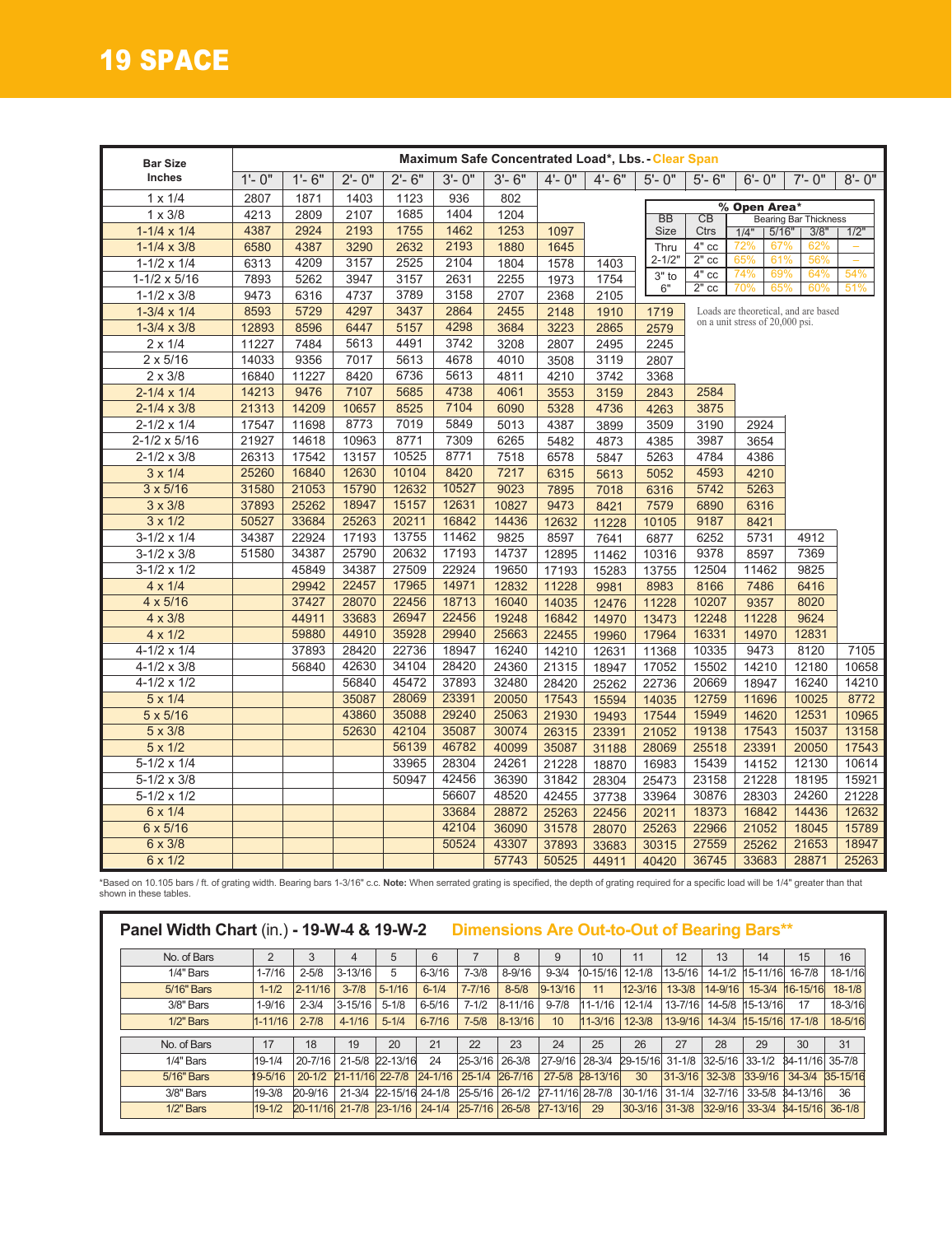# 19 SPACE

| Bar Size Inches | Maximum Safe Concentrated Load*, Lbs. - Clear Span | | | | | | | | | | | | |
|---|---|---|---|---|---|---|---|---|---|---|---|---|---|
| | 1'- 0" | 1'- 6" | 2'- 0" | 2'- 6" | 3'- 0" | 3'- 6" | 4'- 0" | 4'- 6" | 5'- 0" | 5'- 6" | 6'- 0" | 7'- 0" | 8'- 0" |
| 1 x 1/4 | 2807 | 1871 | 1403 | 1123 | 936 | 802 | | | | | | | |
| 1 x 3/8 | 4213 | 2809 | 2107 | 1685 | 1404 | 1204 | | | | | | | |
| 1-1/4 x 1/4 | 4387 | 2924 | 2193 | 1755 | 1462 | 1253 | 1097 | | | | | | |
| 1-1/4 x 3/8 | 6580 | 4387 | 3290 | 2632 | 2193 | 1880 | 1645 | | | | | | |
| 1-1/2 x 1/4 | 6313 | 4209 | 3157 | 2525 | 2104 | 1804 | 1578 | 1403 | | | | | |
| 1-1/2 x 5/16 | 7893 | 5262 | 3947 | 3157 | 2631 | 2255 | 1973 | 1754 | | | | | |
| 1-1/2 x 3/8 | 9473 | 6316 | 4737 | 3789 | 3158 | 2707 | 2368 | 2105 | | | | | |
| 1-3/4 x 1/4 | 8593 | 5729 | 4297 | 3437 | 2864 | 2455 | 2148 | 1910 | 1719 | | | | |
| 1-3/4 x 3/8 | 12893 | 8596 | 6447 | 5157 | 4298 | 3684 | 3223 | 2865 | 2579 | | | | |
| 2 x 1/4 | 11227 | 7484 | 5613 | 4491 | 3742 | 3208 | 2807 | 2495 | 2245 | | | | |
| 2 x 5/16 | 14033 | 9356 | 7017 | 5613 | 4678 | 4010 | 3508 | 3119 | 2807 | | | | |
| 2 x 3/8 | 16840 | 11227 | 8420 | 6736 | 5613 | 4811 | 4210 | 3742 | 3368 | | | | |
| 2-1/4 x 1/4 | 14213 | 9476 | 7107 | 5685 | 4738 | 4061 | 3553 | 3159 | 2843 | 2584 | | | |
| 2-1/4 x 3/8 | 21313 | 14209 | 10657 | 8525 | 7104 | 6090 | 5328 | 4736 | 4263 | 3875 | | | |
| 2-1/2 x 1/4 | 17547 | 11698 | 8773 | 7019 | 5849 | 5013 | 4387 | 3899 | 3509 | 3190 | 2924 | | |
| 2-1/2 x 5/16 | 21927 | 14618 | 10963 | 8771 | 7309 | 6265 | 5482 | 4873 | 4385 | 3987 | 3654 | | |
| 2-1/2 x 3/8 | 26313 | 17542 | 13157 | 10525 | 8771 | 7518 | 6578 | 5847 | 5263 | 4784 | 4386 | | |
| 3 x 1/4 | 25260 | 16840 | 12630 | 10104 | 8420 | 7217 | 6315 | 5613 | 5052 | 4593 | 4210 | | |
| 3 x 5/16 | 31580 | 21053 | 15790 | 12632 | 10527 | 9023 | 7895 | 7018 | 6316 | 5742 | 5263 | | |
| 3 x 3/8 | 37893 | 25262 | 18947 | 15157 | 12631 | 10827 | 9473 | 8421 | 7579 | 6890 | 6316 | | |
| 3 x 1/2 | 50527 | 33684 | 25263 | 20211 | 16842 | 14436 | 12632 | 11228 | 10105 | 9187 | 8421 | | |
| 3-1/2 x 1/4 | 34387 | 22924 | 17193 | 13755 | 11462 | 9825 | 8597 | 7641 | 6877 | 6252 | 5731 | 4912 | |
| 3-1/2 x 3/8 | 51580 | 34387 | 25790 | 20632 | 17193 | 14737 | 12895 | 11462 | 10316 | 9378 | 8597 | 7369 | |
| 3-1/2 x 1/2 | | 45849 | 34387 | 27509 | 22924 | 19650 | 17193 | 15283 | 13755 | 12504 | 11462 | 9825 | |
| 4 x 1/4 | | 29942 | 22457 | 17965 | 14971 | 12832 | 11228 | 9981 | 8983 | 8166 | 7486 | 6416 | |
| 4 x 5/16 | | 37427 | 28070 | 22456 | 18713 | 16040 | 14035 | 12476 | 11228 | 10207 | 9357 | 8020 | |
| 4 x 3/8 | | 44911 | 33683 | 26947 | 22456 | 19248 | 16842 | 14970 | 13473 | 12248 | 11228 | 9624 | |
| 4 x 1/2 | | 59880 | 44910 | 35928 | 29940 | 25663 | 22455 | 19960 | 17964 | 16331 | 14970 | 12831 | |
| 4-1/2 x 1/4 | | 37893 | 28420 | 22736 | 18947 | 16240 | 14210 | 12631 | 11368 | 10335 | 9473 | 8120 | 7105 |
| 4-1/2 x 3/8 | | 56840 | 42630 | 34104 | 28420 | 24360 | 21315 | 18947 | 17052 | 15502 | 14210 | 12180 | 10658 |
| 4-1/2 x 1/2 | | | 56840 | 45472 | 37893 | 32480 | 28420 | 25262 | 22736 | 20669 | 18947 | 16240 | 14210 |
| 5 x 1/4 | | | 35087 | 28069 | 23391 | 20050 | 17543 | 15594 | 14035 | 12759 | 11696 | 10025 | 8772 |
| 5 x 5/16 | | | 43860 | 35088 | 29240 | 25063 | 21930 | 19493 | 17544 | 15949 | 14620 | 12531 | 10965 |
| 5 x 3/8 | | | 52630 | 42104 | 35087 | 30074 | 26315 | 23391 | 21052 | 19138 | 17543 | 15037 | 13158 |
| 5 x 1/2 | | | | 56139 | 46782 | 40099 | 35087 | 31188 | 28069 | 25518 | 23391 | 20050 | 17543 |
| 5-1/2 x 1/4 | | | | 33965 | 28304 | 24261 | 21228 | 18870 | 16983 | 15439 | 14152 | 12130 | 10614 |
| 5-1/2 x 3/8 | | | | 50947 | 42456 | 36390 | 31842 | 28304 | 25473 | 23158 | 21228 | 18195 | 15921 |
| 5-1/2 x 1/2 | | | | | 56607 | 48520 | 42455 | 37738 | 33964 | 30876 | 28303 | 24260 | 21228 |
| 6 x 1/4 | | | | | 33684 | 28872 | 25263 | 22456 | 20211 | 18373 | 16842 | 14436 | 12632 |
| 6 x 5/16 | | | | | 42104 | 36090 | 31578 | 28070 | 25263 | 22966 | 21052 | 18045 | 15789 |
| 6 x 3/8 | | | | | 50524 | 43307 | 37893 | 33683 | 30315 | 27559 | 25262 | 21653 | 18947 |
| 6 x 1/2 | | | | | | 57743 | 50525 | 44911 | 40420 | 36745 | 33683 | 28871 | 25263 |

**% Open Area***

| BB Size | CB Ctrs | Bearing Bar Thickness 1/4" | 5/16" | 3/8" | 1/2" |
|---|---|---|---|---|---|
| Thru 2-1/2" | 4" cc | 72% | 67% | 62% | – |
| | 2" cc | 65% | 61% | 56% | – |
| 3" to 6" | 4" cc | 74% | 69% | 64% | 54% |
| | 2" cc | 70% | 65% | 60% | 51% |

Loads are theoretical, and are based on a unit stress of 20,000 psi.

*Based on 10.105 bars / ft. of grating width. Bearing bars 1-3/16" c.c. **Note:** When serrated grating is specified, the depth of grating required for a specific load will be 1/4" greater than that shown in these tables.

## Panel Width Chart (in.) - 19-W-4 & 19-W-2 Dimensions Are Out-to-Out of Bearing Bars**

| No. of Bars | 2 | 3 | 4 | 5 | 6 | 7 | 8 | 9 | 10 | 11 | 12 | 13 | 14 | 15 | 16 |
|---|---|---|---|---|---|---|---|---|---|---|---|---|---|---|---|
| 1/4" Bars | 1-7/16 | 2-5/8 | 3-13/16 | 5 | 6-3/16 | 7-3/8 | 8-9/16 | 9-3/4 | 10-15/16 | 12-1/8 | 13-5/16 | 14-1/2 | 15-11/16 | 16-7/8 | 18-1/16 |
| 5/16" Bars | 1-1/2 | 2-11/16 | 3-7/8 | 5-1/16 | 6-1/4 | 7-7/16 | 8-5/8 | 9-13/16 | 11 | 12-3/16 | 13-3/8 | 14-9/16 | 15-3/4 | 16-15/16 | 18-1/8 |
| 3/8" Bars | 1-9/16 | 2-3/4 | 3-15/16 | 5-1/8 | 6-5/16 | 7-1/2 | 8-11/16 | 9-7/8 | 11-1/16 | 12-1/4 | 13-7/16 | 14-5/8 | 15-13/16 | 17 | 18-3/16 |
| 1/2" Bars | 1-11/16 | 2-7/8 | 4-1/16 | 5-1/4 | 6-7/16 | 7-5/8 | 8-13/16 | 10 | 11-3/16 | 12-3/8 | 13-9/16 | 14-3/4 | 15-15/16 | 17-1/8 | 18-5/16 |
| **No. of Bars** | **17** | **18** | **19** | **20** | **21** | **22** | **23** | **24** | **25** | **26** | **27** | **28** | **29** | **30** | **31** |
| 1/4" Bars | 19-1/4 | 20-7/16 | 21-5/8 | 22-13/16 | 24 | 25-3/16 | 26-3/8 | 27-9/16 | 28-3/4 | 29-15/16 | 31-1/8 | 32-5/16 | 33-1/2 | 34-11/16 | 35-7/8 |
| 5/16" Bars | 19-5/16 | 20-1/2 | 21-11/16 | 22-7/8 | 24-1/16 | 25-1/4 | 26-7/16 | 27-5/8 | 28-13/16 | 30 | 31-3/16 | 32-3/8 | 33-9/16 | 34-3/4 | 35-15/16 |
| 3/8" Bars | 19-3/8 | 20-9/16 | 21-3/4 | 22-15/16 | 24-1/8 | 25-5/16 | 26-1/2 | 27-11/16 | 28-7/8 | 30-1/16 | 31-1/4 | 32-7/16 | 33-5/8 | 34-13/16 | 36 |
| 1/2" Bars | 19-1/2 | 20-11/16 | 21-7/8 | 23-1/16 | 24-1/4 | 25-7/16 | 26-5/8 | 27-13/16 | 29 | 30-3/16 | 31-3/8 | 32-9/16 | 33-3/4 | 34-15/16 | 36-1/8 |